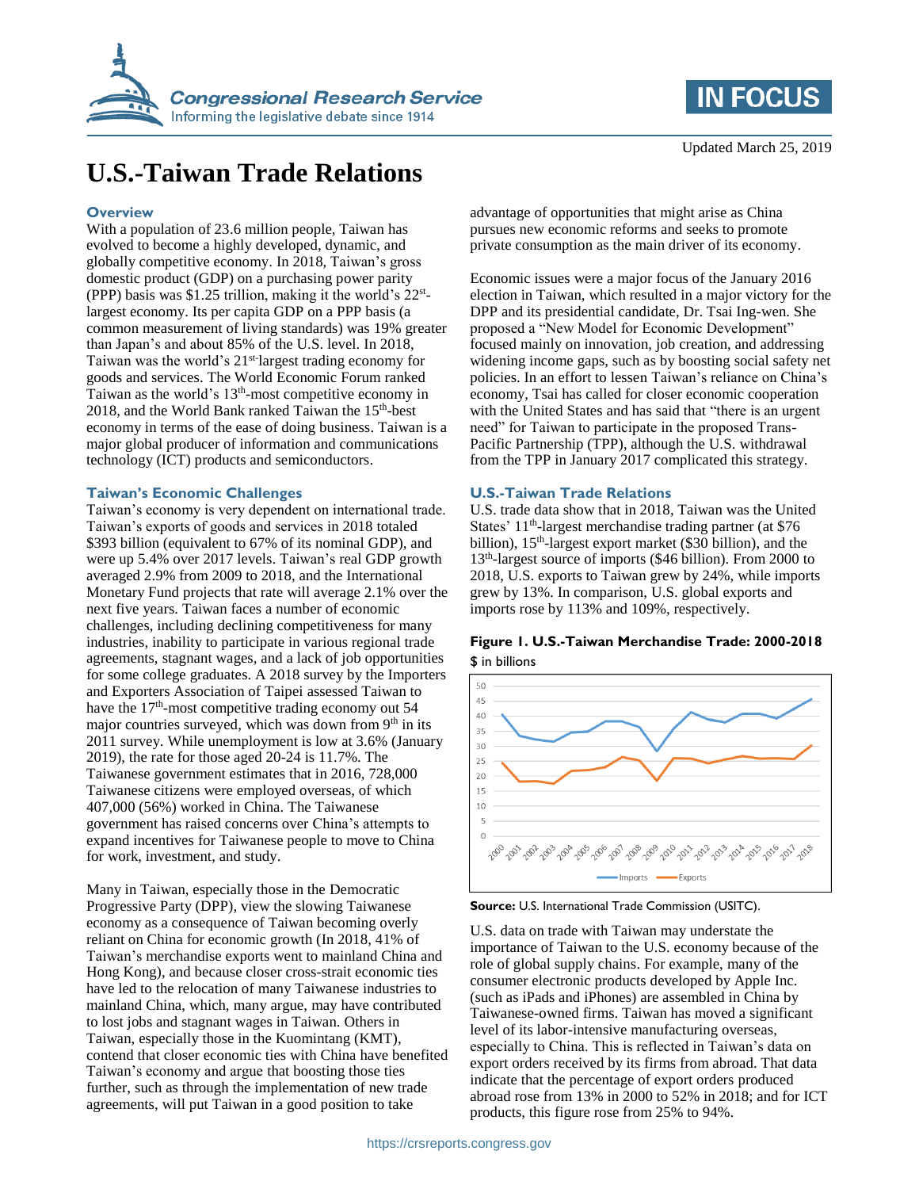# U.S.-Taiwan Trade Relations

Updated March 25, 2019

## Overview

With a population of 23.6 million people, Taiwan has evolved to become a highly developed, dynamic, and globally competitive economy. In 2018, Taiwan's gross domestic product (GDP) on a purchasing power parity (PPP) basis was $1.25 trillion, making it the world's 22nd-largest economy. Its per capita GDP on a PPP basis (a common measurement of living standards) was 19% greater than Japan's and about 85% of the U.S. level. In 2018, Taiwan was the world's 21st-largest trading economy for goods and services. The World Economic Forum ranked Taiwan as the world's 13th-most competitive economy in 2018, and the World Bank ranked Taiwan the 15th-best economy in terms of the ease of doing business. Taiwan is a major global producer of information and communications technology (ICT) products and semiconductors.

## Taiwan's Economic Challenges

Taiwan's economy is very dependent on international trade. Taiwan's exports of goods and services in 2018 totaled $393 billion (equivalent to 67% of its nominal GDP), and were up 5.4% over 2017 levels. Taiwan's real GDP growth averaged 2.9% from 2009 to 2018, and the International Monetary Fund projects that rate will average 2.1% over the next five years. Taiwan faces a number of economic challenges, including declining competitiveness for many industries, inability to participate in various regional trade agreements, stagnant wages, and a lack of job opportunities for some college graduates. A 2018 survey by the Importers and Exporters Association of Taipei assessed Taiwan to have the 17th-most competitive trading economy out 54 major countries surveyed, which was down from 9th in its 2011 survey. While unemployment is low at 3.6% (January 2019), the rate for those aged 20-24 is 11.7%. The Taiwanese government estimates that in 2016, 728,000 Taiwanese citizens were employed overseas, of which 407,000 (56%) worked in China. The Taiwanese government has raised concerns over China's attempts to expand incentives for Taiwanese people to move to China for work, investment, and study.

Many in Taiwan, especially those in the Democratic Progressive Party (DPP), view the slowing Taiwanese economy as a consequence of Taiwan becoming overly reliant on China for economic growth (In 2018, 41% of Taiwan's merchandise exports went to mainland China and Hong Kong), and because closer cross-strait economic ties have led to the relocation of many Taiwanese industries to mainland China, which, many argue, may have contributed to lost jobs and stagnant wages in Taiwan. Others in Taiwan, especially those in the Kuomintang (KMT), contend that closer economic ties with China have benefited Taiwan's economy and argue that boosting those ties further, such as through the implementation of new trade agreements, will put Taiwan in a good position to take advantage of opportunities that might arise as China pursues new economic reforms and seeks to promote private consumption as the main driver of its economy.

Economic issues were a major focus of the January 2016 election in Taiwan, which resulted in a major victory for the DPP and its presidential candidate, Dr. Tsai Ing-wen. She proposed a "New Model for Economic Development" focused mainly on innovation, job creation, and addressing widening income gaps, such as by boosting social safety net policies. In an effort to lessen Taiwan's reliance on China's economy, Tsai has called for closer economic cooperation with the United States and has said that "there is an urgent need" for Taiwan to participate in the proposed Trans-Pacific Partnership (TPP), although the U.S. withdrawal from the TPP in January 2017 complicated this strategy.

## U.S.-Taiwan Trade Relations

U.S. trade data show that in 2018, Taiwan was the United States' 11th-largest merchandise trading partner (at $76 billion), 15th-largest export market ($30 billion), and the 13th-largest source of imports ($46 billion). From 2000 to 2018, U.S. exports to Taiwan grew by 24%, while imports grew by 13%. In comparison, U.S. global exports and imports rose by 113% and 109%, respectively.

**Figure 1. U.S.-Taiwan Merchandise Trade: 2000-2018**

$ in billions

**Source:** U.S. International Trade Commission (USITC).

U.S. data on trade with Taiwan may understate the importance of Taiwan to the U.S. economy because of the role of global supply chains. For example, many of the consumer electronic products developed by Apple Inc. (such as iPads and iPhones) are assembled in China by Taiwanese-owned firms. Taiwan has moved a significant level of its labor-intensive manufacturing overseas, especially to China. This is reflected in Taiwan's data on export orders received by its firms from abroad. That data indicate that the percentage of export orders produced abroad rose from 13% in 2000 to 52% in 2018; and for ICT products, this figure rose from 25% to 94%.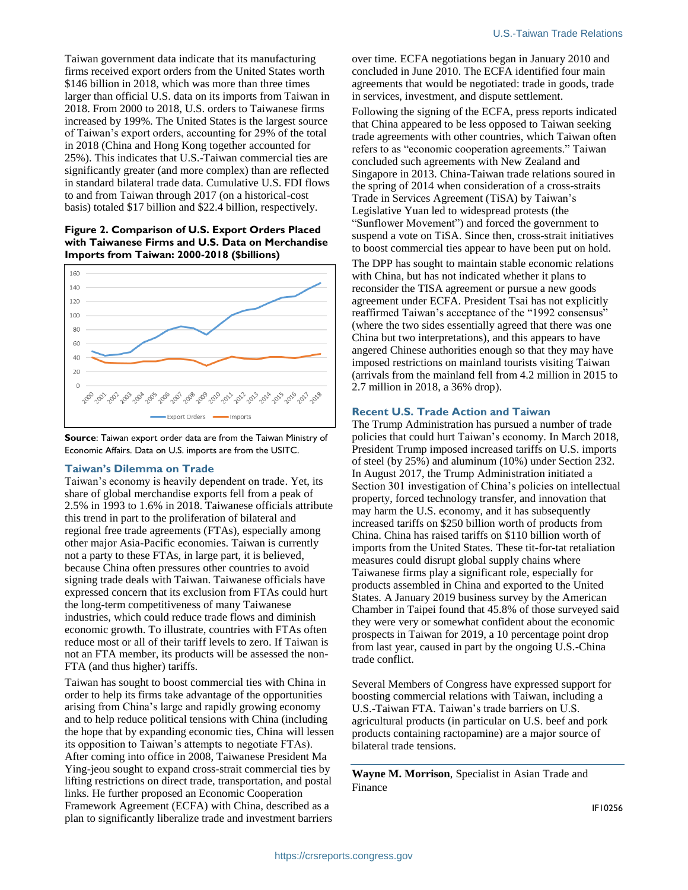Taiwan government data indicate that its manufacturing firms received export orders from the United States worth $146 billion in 2018, which was more than three times larger than official U.S. data on its imports from Taiwan in 2018. From 2000 to 2018, U.S. orders to Taiwanese firms increased by 199%. The United States is the largest source of Taiwan's export orders, accounting for 29% of the total in 2018 (China and Hong Kong together accounted for 25%). This indicates that U.S.-Taiwan commercial ties are significantly greater (and more complex) than are reflected in standard bilateral trade data. Cumulative U.S. FDI flows to and from Taiwan through 2017 (on a historical-cost basis) totaled $17 billion and $22.4 billion, respectively.

**Figure 2. Comparison of U.S. Export Orders Placed with Taiwanese Firms and U.S. Data on Merchandise Imports from Taiwan: 2000-2018 ($billions)**

**Source**: Taiwan export order data are from the Taiwan Ministry of Economic Affairs. Data on U.S. imports are from the USITC.

## Taiwan's Dilemma on Trade

Taiwan's economy is heavily dependent on trade. Yet, its share of global merchandise exports fell from a peak of 2.5% in 1993 to 1.6% in 2018. Taiwanese officials attribute this trend in part to the proliferation of bilateral and regional free trade agreements (FTAs), especially among other major Asia-Pacific economies. Taiwan is currently not a party to these FTAs, in large part, it is believed, because China often pressures other countries to avoid signing trade deals with Taiwan. Taiwanese officials have expressed concern that its exclusion from FTAs could hurt the long-term competitiveness of many Taiwanese industries, which could reduce trade flows and diminish economic growth. To illustrate, countries with FTAs often reduce most or all of their tariff levels to zero. If Taiwan is not an FTA member, its products will be assessed the non-FTA (and thus higher) tariffs.

Taiwan has sought to boost commercial ties with China in order to help its firms take advantage of the opportunities arising from China's large and rapidly growing economy and to help reduce political tensions with China (including the hope that by expanding economic ties, China will lessen its opposition to Taiwan's attempts to negotiate FTAs). After coming into office in 2008, Taiwanese President Ma Ying-jeou sought to expand cross-strait commercial ties by lifting restrictions on direct trade, transportation, and postal links. He further proposed an Economic Cooperation Framework Agreement (ECFA) with China, described as a plan to significantly liberalize trade and investment barriers over time. ECFA negotiations began in January 2010 and concluded in June 2010. The ECFA identified four main agreements that would be negotiated: trade in goods, trade in services, investment, and dispute settlement.

Following the signing of the ECFA, press reports indicated that China appeared to be less opposed to Taiwan seeking trade agreements with other countries, which Taiwan often refers to as "economic cooperation agreements." Taiwan concluded such agreements with New Zealand and Singapore in 2013. China-Taiwan trade relations soured in the spring of 2014 when consideration of a cross-straits Trade in Services Agreement (TiSA) by Taiwan's Legislative Yuan led to widespread protests (the "Sunflower Movement") and forced the government to suspend a vote on TiSA. Since then, cross-strait initiatives to boost commercial ties appear to have been put on hold.

The DPP has sought to maintain stable economic relations with China, but has not indicated whether it plans to reconsider the TISA agreement or pursue a new goods agreement under ECFA. President Tsai has not explicitly reaffirmed Taiwan's acceptance of the "1992 consensus" (where the two sides essentially agreed that there was one China but two interpretations), and this appears to have angered Chinese authorities enough so that they may have imposed restrictions on mainland tourists visiting Taiwan (arrivals from the mainland fell from 4.2 million in 2015 to 2.7 million in 2018, a 36% drop).

## Recent U.S. Trade Action and Taiwan

The Trump Administration has pursued a number of trade policies that could hurt Taiwan's economy. In March 2018, President Trump imposed increased tariffs on U.S. imports of steel (by 25%) and aluminum (10%) under Section 232. In August 2017, the Trump Administration initiated a Section 301 investigation of China's policies on intellectual property, forced technology transfer, and innovation that may harm the U.S. economy, and it has subsequently increased tariffs on $250 billion worth of products from China. China has raised tariffs on $110 billion worth of imports from the United States. These tit-for-tat retaliation measures could disrupt global supply chains where Taiwanese firms play a significant role, especially for products assembled in China and exported to the United States. A January 2019 business survey by the American Chamber in Taipei found that 45.8% of those surveyed said they were very or somewhat confident about the economic prospects in Taiwan for 2019, a 10 percentage point drop from last year, caused in part by the ongoing U.S.-China trade conflict.

Several Members of Congress have expressed support for boosting commercial relations with Taiwan, including a U.S.-Taiwan FTA. Taiwan's trade barriers on U.S. agricultural products (in particular on U.S. beef and pork products containing ractopamine) are a major source of bilateral trade tensions.

---

**Wayne M. Morrison**, Specialist in Asian Trade and Finance

IF10256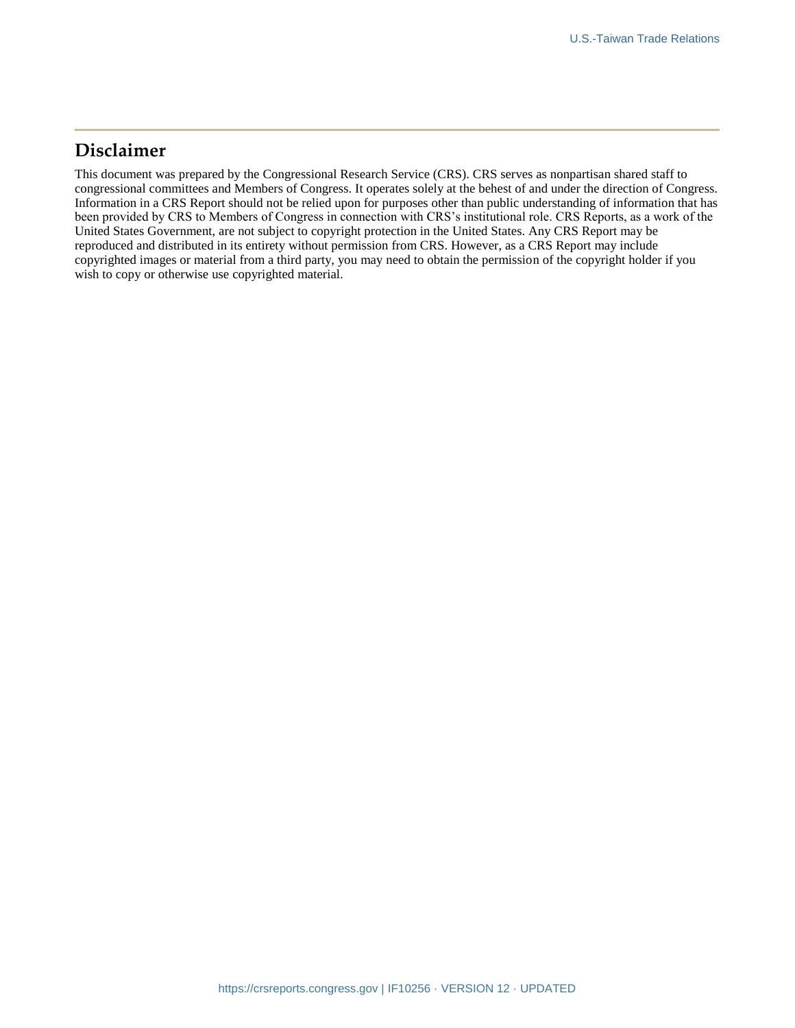## Disclaimer

This document was prepared by the Congressional Research Service (CRS). CRS serves as nonpartisan shared staff to congressional committees and Members of Congress. It operates solely at the behest of and under the direction of Congress. Information in a CRS Report should not be relied upon for purposes other than public understanding of information that has been provided by CRS to Members of Congress in connection with CRS's institutional role. CRS Reports, as a work of the United States Government, are not subject to copyright protection in the United States. Any CRS Report may be reproduced and distributed in its entirety without permission from CRS. However, as a CRS Report may include copyrighted images or material from a third party, you may need to obtain the permission of the copyright holder if you wish to copy or otherwise use copyrighted material.